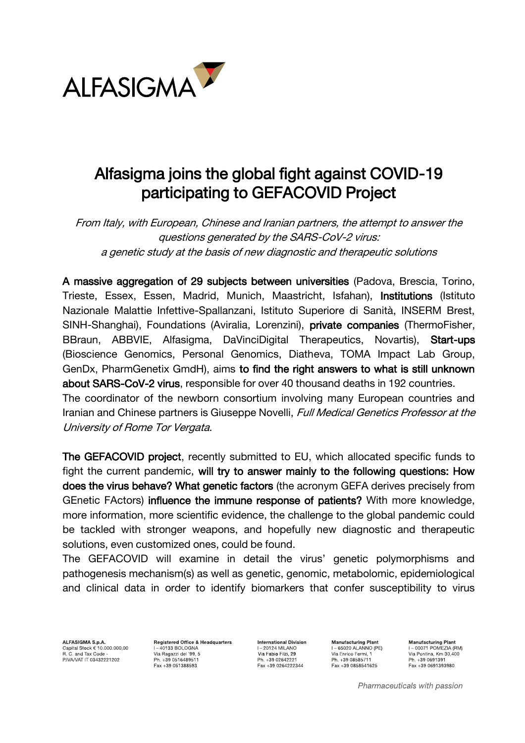# Alfasigma joins the global fight against COVID-19 participating to GEFACOVID Project

*From Italy, with European, Chinese and Iranian partners, the attempt to answer the questions generated by the SARS-CoV-2 virus: a genetic study at the basis of new diagnostic and therapeutic solutions*

**A massive aggregation of 29 subjects between universities** (Padova, Brescia, Torino, Trieste, Essex, Essen, Madrid, Munich, Maastricht, Isfahan), **Institutions** (Istituto Nazionale Malattie Infettive-Spallanzani, Istituto Superiore di Sanità, INSERM Brest, SINH-Shanghai), Foundations (Aviralia, Lorenzini), **private companies** (ThermoFisher, BBraun, ABBVIE, Alfasigma, DaVinciDigital Therapeutics, Novartis), **Start-ups** (Bioscience Genomics, Personal Genomics, Diatheva, TOMA Impact Lab Group, GenDx, PharmGenetix GmdH), aims **to find the right answers to what is still unknown about SARS-CoV-2 virus**, responsible for over 40 thousand deaths in 192 countries.
The coordinator of the newborn consortium involving many European countries and Iranian and Chinese partners is Giuseppe Novelli, *Full Medical Genetics Professor at the University of Rome Tor Vergata*.

**The GEFACOVID project**, recently submitted to EU, which allocated specific funds to fight the current pandemic, **will try to answer mainly to the following questions: How does the virus behave? What genetic factors** (the acronym GEFA derives precisely from GEnetic FActors) **influence the immune response of patients?** With more knowledge, more information, more scientific evidence, the challenge to the global pandemic could be tackled with stronger weapons, and hopefully new diagnostic and therapeutic solutions, even customized ones, could be found.
The GEFACOVID will examine in detail the virus' genetic polymorphisms and pathogenesis mechanism(s) as well as genetic, genomic, metabolomic, epidemiological and clinical data in order to identify biomarkers that confer susceptibility to virus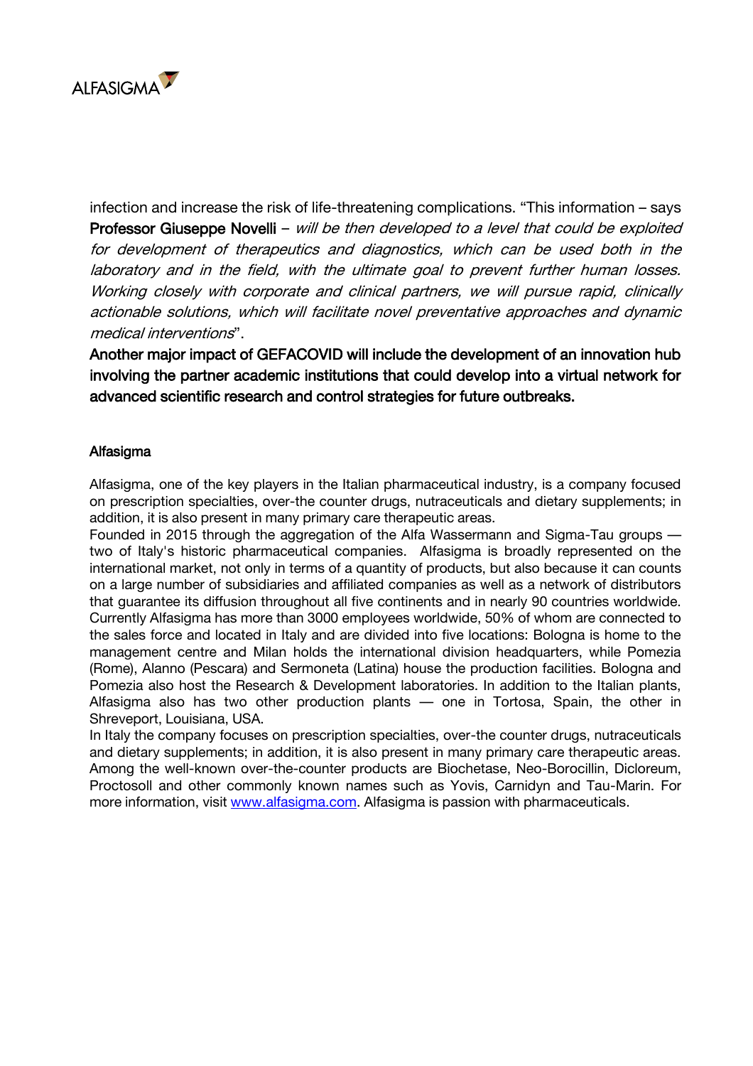infection and increase the risk of life-threatening complications. "This information – says **Professor Giuseppe Novelli** – *will be then developed to a level that could be exploited for development of therapeutics and diagnostics, which can be used both in the laboratory and in the field, with the ultimate goal to prevent further human losses. Working closely with corporate and clinical partners, we will pursue rapid, clinically actionable solutions, which will facilitate novel preventative approaches and dynamic medical interventions*".

**Another major impact of GEFACOVID will include the development of an innovation hub involving the partner academic institutions that could develop into a virtual network for advanced scientific research and control strategies for future outbreaks.**

## Alfasigma

Alfasigma, one of the key players in the Italian pharmaceutical industry, is a company focused on prescription specialties, over-the counter drugs, nutraceuticals and dietary supplements; in addition, it is also present in many primary care therapeutic areas.

Founded in 2015 through the aggregation of the Alfa Wassermann and Sigma-Tau groups — two of Italy's historic pharmaceutical companies. Alfasigma is broadly represented on the international market, not only in terms of a quantity of products, but also because it can counts on a large number of subsidiaries and affiliated companies as well as a network of distributors that guarantee its diffusion throughout all five continents and in nearly 90 countries worldwide. Currently Alfasigma has more than 3000 employees worldwide, 50% of whom are connected to the sales force and located in Italy and are divided into five locations: Bologna is home to the management centre and Milan holds the international division headquarters, while Pomezia (Rome), Alanno (Pescara) and Sermoneta (Latina) house the production facilities. Bologna and Pomezia also host the Research & Development laboratories. In addition to the Italian plants, Alfasigma also has two other production plants — one in Tortosa, Spain, the other in Shreveport, Louisiana, USA.

In Italy the company focuses on prescription specialties, over-the counter drugs, nutraceuticals and dietary supplements; in addition, it is also present in many primary care therapeutic areas. Among the well-known over-the-counter products are Biochetase, Neo-Borocillin, Dicloreum, Proctosoll and other commonly known names such as Yovis, Carnidyn and Tau-Marin. For more information, visit [www.alfasigma.com](http://www.alfasigma.com). Alfasigma is passion with pharmaceuticals.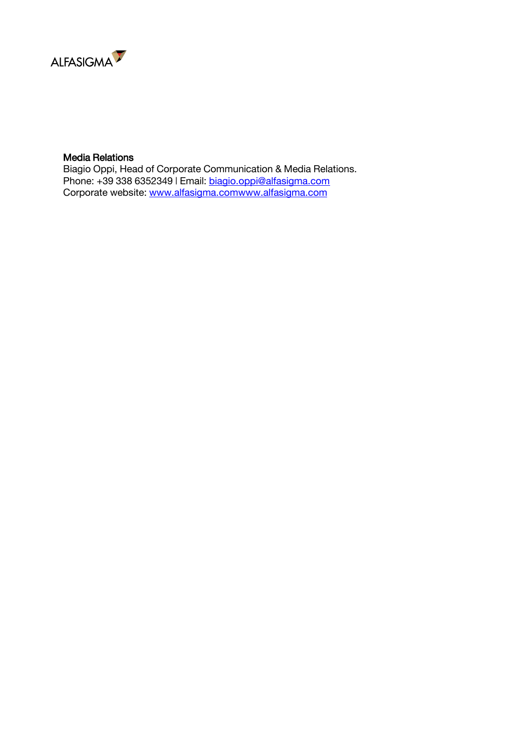**Media Relations**
Biagio Oppi, Head of Corporate Communication & Media Relations.
Phone: +39 338 6352349 | Email: biagio.oppi@alfasigma.com
Corporate website: www.alfasigma.comwww.alfasigma.com